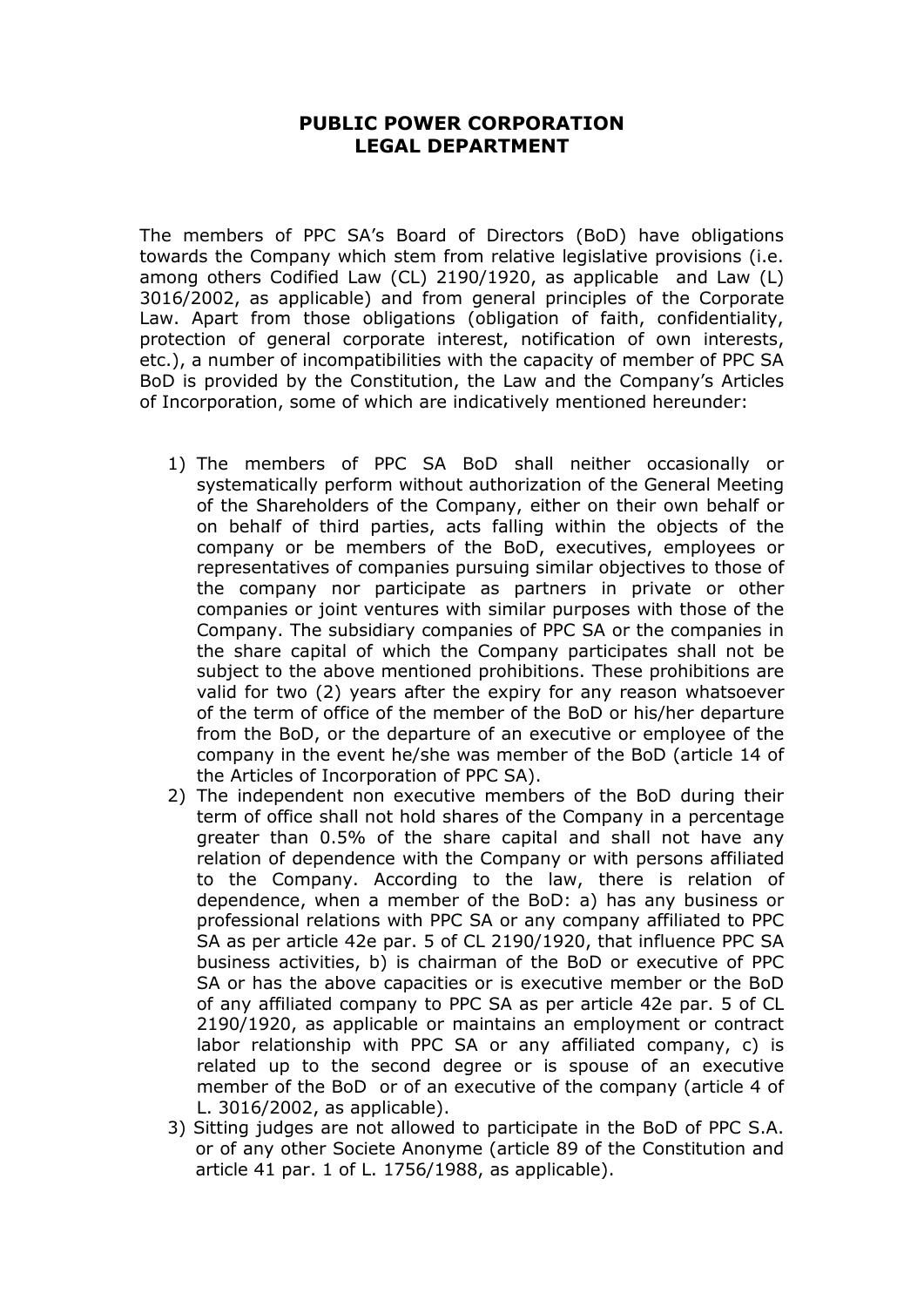# PUBLIC POWER CORPORATION
## LEGAL DEPARTMENT

The members of PPC SA's Board of Directors (BoD) have obligations towards the Company which stem from relative legislative provisions (i.e. among others Codified Law (CL) 2190/1920, as applicable and Law (L) 3016/2002, as applicable) and from general principles of the Corporate Law. Apart from those obligations (obligation of faith, confidentiality, protection of general corporate interest, notification of own interests, etc.), a number of incompatibilities with the capacity of member of PPC SA BoD is provided by the Constitution, the Law and the Company's Articles of Incorporation, some of which are indicatively mentioned hereunder:

1) The members of PPC SA BoD shall neither occasionally or systematically perform without authorization of the General Meeting of the Shareholders of the Company, either on their own behalf or on behalf of third parties, acts falling within the objects of the company or be members of the BoD, executives, employees or representatives of companies pursuing similar objectives to those of the company nor participate as partners in private or other companies or joint ventures with similar purposes with those of the Company. The subsidiary companies of PPC SA or the companies in the share capital of which the Company participates shall not be subject to the above mentioned prohibitions. These prohibitions are valid for two (2) years after the expiry for any reason whatsoever of the term of office of the member of the BoD or his/her departure from the BoD, or the departure of an executive or employee of the company in the event he/she was member of the BoD (article 14 of the Articles of Incorporation of PPC SA).
2) The independent non executive members of the BoD during their term of office shall not hold shares of the Company in a percentage greater than 0.5% of the share capital and shall not have any relation of dependence with the Company or with persons affiliated to the Company. According to the law, there is relation of dependence, when a member of the BoD: a) has any business or professional relations with PPC SA or any company affiliated to PPC SA as per article 42e par. 5 of CL 2190/1920, that influence PPC SA business activities, b) is chairman of the BoD or executive of PPC SA or has the above capacities or is executive member or the BoD of any affiliated company to PPC SA as per article 42e par. 5 of CL 2190/1920, as applicable or maintains an employment or contract labor relationship with PPC SA or any affiliated company, c) is related up to the second degree or is spouse of an executive member of the BoD or of an executive of the company (article 4 of L. 3016/2002, as applicable).
3) Sitting judges are not allowed to participate in the BoD of PPC S.A. or of any other Societe Anonyme (article 89 of the Constitution and article 41 par. 1 of L. 1756/1988, as applicable).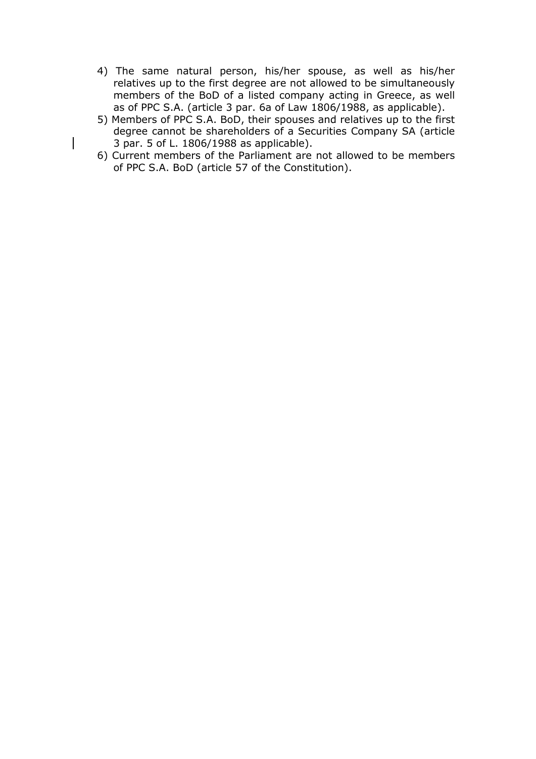4) The same natural person, his/her spouse, as well as his/her relatives up to the first degree are not allowed to be simultaneously members of the BoD of a listed company acting in Greece, as well as of PPC S.A. (article 3 par. 6a of Law 1806/1988, as applicable).
5) Members of PPC S.A. BoD, their spouses and relatives up to the first degree cannot be shareholders of a Securities Company SA (article 3 par. 5 of L. 1806/1988 as applicable).
6) Current members of the Parliament are not allowed to be members of PPC S.A. BoD (article 57 of the Constitution).